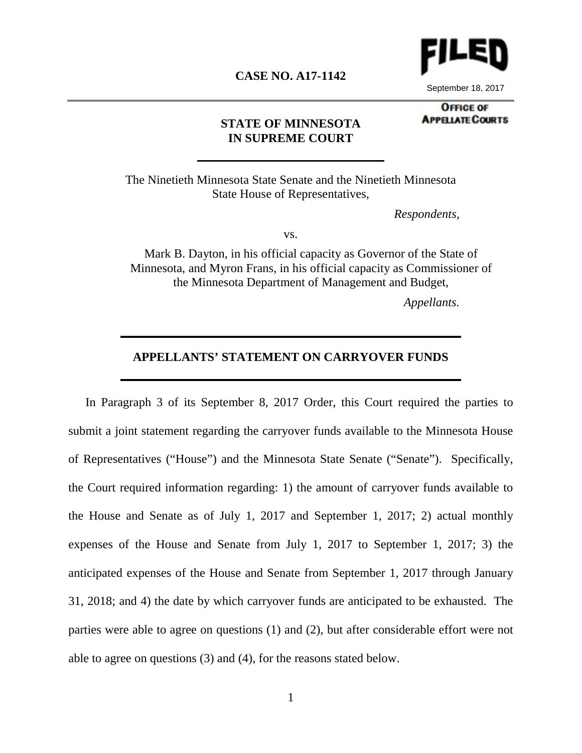**CASE NO. A17-1142**

FILED
September 18, 2017
OFFICE OF APPELLATE COURTS

**STATE OF MINNESOTA**
**IN SUPREME COURT**

---

The Ninetieth Minnesota State Senate and the Ninetieth Minnesota State House of Representatives,

*Respondents,*

vs.

Mark B. Dayton, in his official capacity as Governor of the State of Minnesota, and Myron Frans, in his official capacity as Commissioner of the Minnesota Department of Management and Budget,

*Appellants.*

---

## APPELLANTS' STATEMENT ON CARRYOVER FUNDS

---

In Paragraph 3 of its September 8, 2017 Order, this Court required the parties to submit a joint statement regarding the carryover funds available to the Minnesota House of Representatives ("House") and the Minnesota State Senate ("Senate"). Specifically, the Court required information regarding: 1) the amount of carryover funds available to the House and Senate as of July 1, 2017 and September 1, 2017; 2) actual monthly expenses of the House and Senate from July 1, 2017 to September 1, 2017; 3) the anticipated expenses of the House and Senate from September 1, 2017 through January 31, 2018; and 4) the date by which carryover funds are anticipated to be exhausted. The parties were able to agree on questions (1) and (2), but after considerable effort were not able to agree on questions (3) and (4), for the reasons stated below.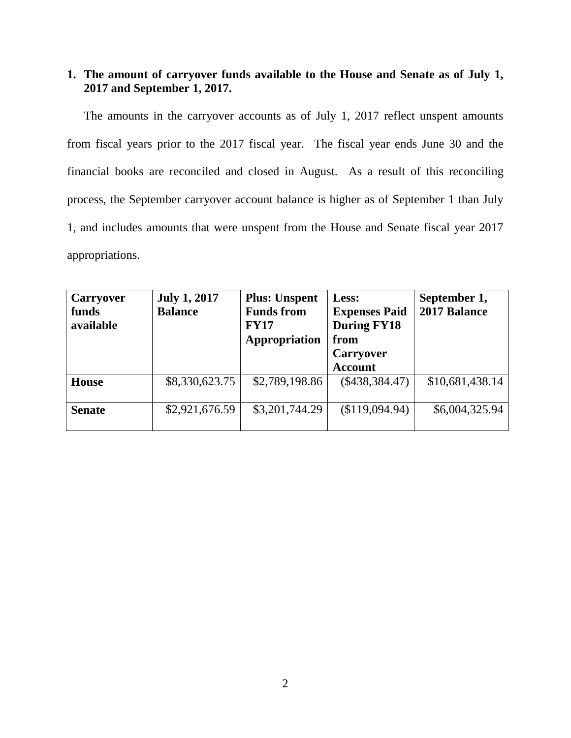1. **The amount of carryover funds available to the House and Senate as of July 1, 2017 and September 1, 2017.**

The amounts in the carryover accounts as of July 1, 2017 reflect unspent amounts from fiscal years prior to the 2017 fiscal year. The fiscal year ends June 30 and the financial books are reconciled and closed in August. As a result of this reconciling process, the September carryover account balance is higher as of September 1 than July 1, and includes amounts that were unspent from the House and Senate fiscal year 2017 appropriations.

| Carryover funds available | July 1, 2017 Balance | Plus: Unspent Funds from FY17 Appropriation | Less: Expenses Paid During FY18 from Carryover Account | September 1, 2017 Balance |
|---|---|---|---|---|
| **House** | $8,330,623.75 | $2,789,198.86 | ($438,384.47) | $10,681,438.14 |
| **Senate** | $2,921,676.59 | $3,201,744.29 | ($119,094.94) | $6,004,325.94 |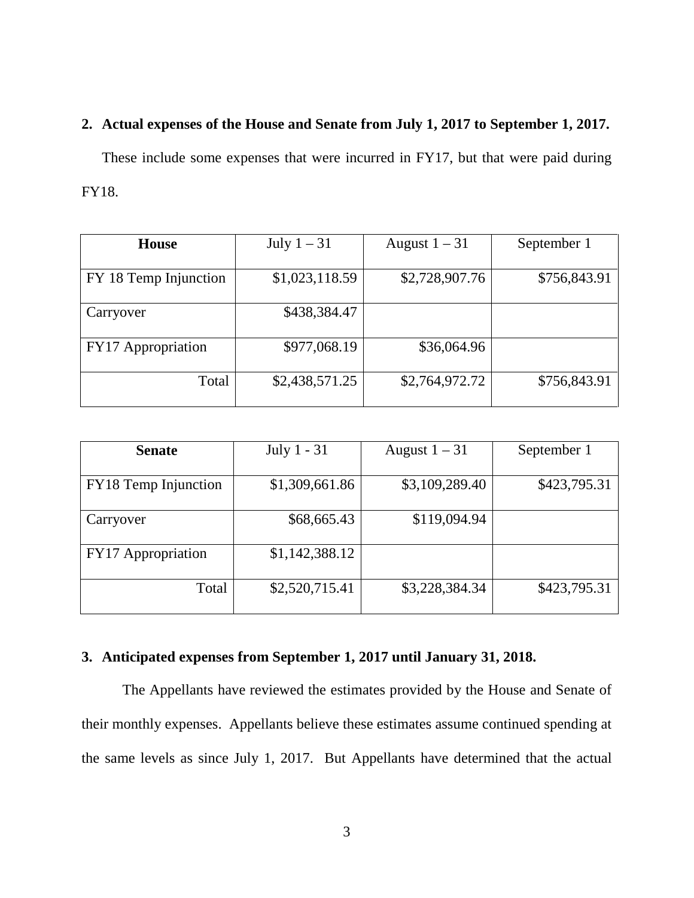**2. Actual expenses of the House and Senate from July 1, 2017 to September 1, 2017.**

These include some expenses that were incurred in FY17, but that were paid during FY18.

| **House** | July 1 – 31 | August 1 – 31 | September 1 |
|---|---|---|---|
| FY 18 Temp Injunction | $1,023,118.59 | $2,728,907.76 | $756,843.91 |
| Carryover | $438,384.47 | | |
| FY17 Appropriation | $977,068.19 | $36,064.96 | |
| Total | $2,438,571.25 | $2,764,972.72 | $756,843.91 |

| **Senate** | July 1 - 31 | August 1 – 31 | September 1 |
|---|---|---|---|
| FY18 Temp Injunction | $1,309,661.86 | $3,109,289.40 | $423,795.31 |
| Carryover | $68,665.43 | $119,094.94 | |
| FY17 Appropriation | $1,142,388.12 | | |
| Total | $2,520,715.41 | $3,228,384.34 | $423,795.31 |

**3. Anticipated expenses from September 1, 2017 until January 31, 2018.**

The Appellants have reviewed the estimates provided by the House and Senate of their monthly expenses. Appellants believe these estimates assume continued spending at the same levels as since July 1, 2017. But Appellants have determined that the actual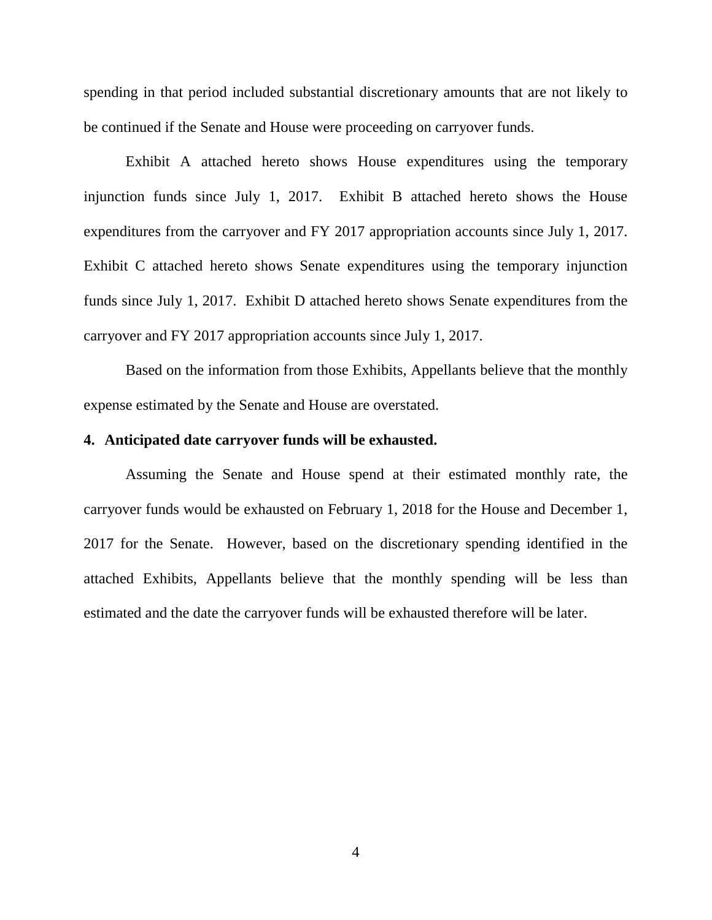spending in that period included substantial discretionary amounts that are not likely to be continued if the Senate and House were proceeding on carryover funds.

Exhibit A attached hereto shows House expenditures using the temporary injunction funds since July 1, 2017. Exhibit B attached hereto shows the House expenditures from the carryover and FY 2017 appropriation accounts since July 1, 2017. Exhibit C attached hereto shows Senate expenditures using the temporary injunction funds since July 1, 2017. Exhibit D attached hereto shows Senate expenditures from the carryover and FY 2017 appropriation accounts since July 1, 2017.

Based on the information from those Exhibits, Appellants believe that the monthly expense estimated by the Senate and House are overstated.

**4. Anticipated date carryover funds will be exhausted.**

Assuming the Senate and House spend at their estimated monthly rate, the carryover funds would be exhausted on February 1, 2018 for the House and December 1, 2017 for the Senate. However, based on the discretionary spending identified in the attached Exhibits, Appellants believe that the monthly spending will be less than estimated and the date the carryover funds will be exhausted therefore will be later.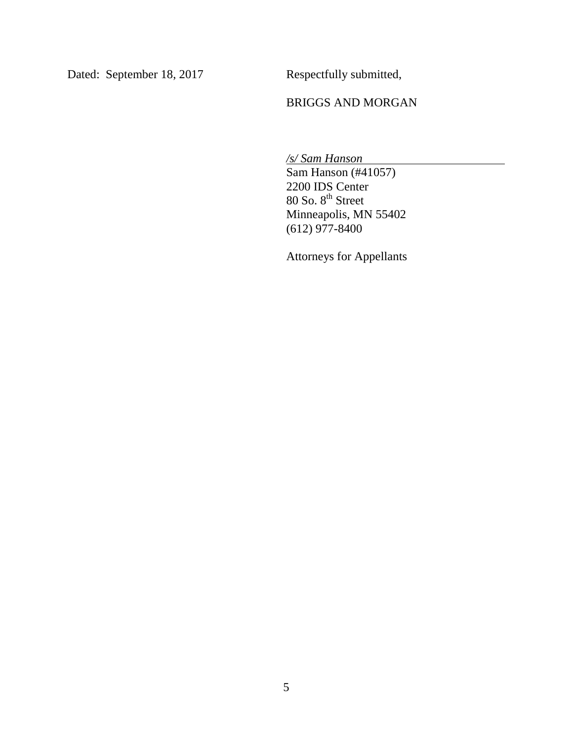Dated: September 18, 2017

Respectfully submitted,

BRIGGS AND MORGAN

*/s/ Sam Hanson*

Sam Hanson (#41057)
2200 IDS Center
80 So. 8th Street
Minneapolis, MN 55402
(612) 977-8400

Attorneys for Appellants